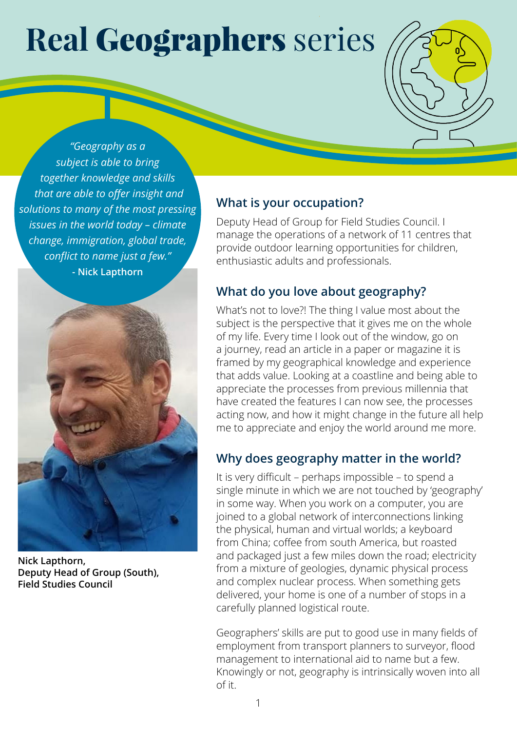# **Real Geographers** series

*"Geography as a subject is able to bring together knowledge and skills that are able to offer insight and solutions to many of the most pressing issues in the world today – climate change, immigration, global trade, conflict to name just a few."*
**- Nick Lapthorn**

**Nick Lapthorn,**
**Deputy Head of Group (South),**
**Field Studies Council**

## What is your occupation?

Deputy Head of Group for Field Studies Council. I manage the operations of a network of 11 centres that provide outdoor learning opportunities for children, enthusiastic adults and professionals.

## What do you love about geography?

What's not to love?! The thing I value most about the subject is the perspective that it gives me on the whole of my life. Every time I look out of the window, go on a journey, read an article in a paper or magazine it is framed by my geographical knowledge and experience that adds value. Looking at a coastline and being able to appreciate the processes from previous millennia that have created the features I can now see, the processes acting now, and how it might change in the future all help me to appreciate and enjoy the world around me more.

## Why does geography matter in the world?

It is very difficult – perhaps impossible – to spend a single minute in which we are not touched by 'geography' in some way. When you work on a computer, you are joined to a global network of interconnections linking the physical, human and virtual worlds; a keyboard from China; coffee from south America, but roasted and packaged just a few miles down the road; electricity from a mixture of geologies, dynamic physical process and complex nuclear process. When something gets delivered, your home is one of a number of stops in a carefully planned logistical route.

Geographers' skills are put to good use in many fields of employment from transport planners to surveyor, flood management to international aid to name but a few. Knowingly or not, geography is intrinsically woven into all of it.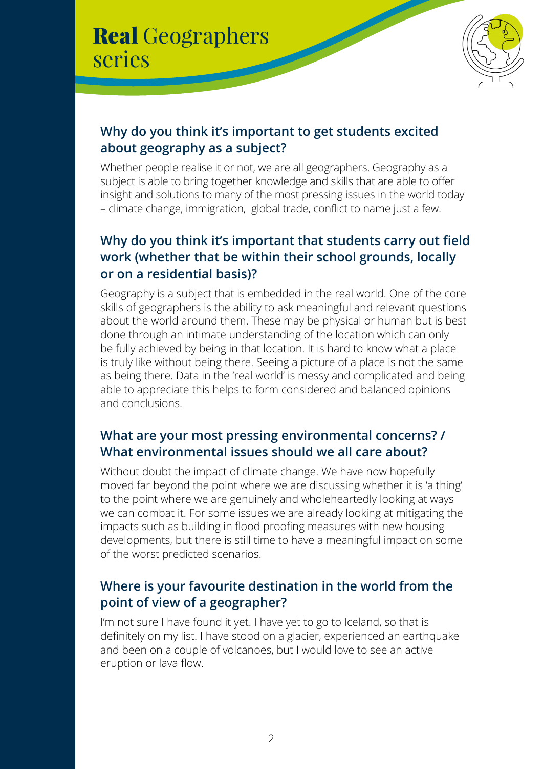# **Real** Geographers series

### Why do you think it's important to get students excited about geography as a subject?

Whether people realise it or not, we are all geographers. Geography as a subject is able to bring together knowledge and skills that are able to offer insight and solutions to many of the most pressing issues in the world today – climate change, immigration, global trade, conflict to name just a few.

### Why do you think it's important that students carry out field work (whether that be within their school grounds, locally or on a residential basis)?

Geography is a subject that is embedded in the real world. One of the core skills of geographers is the ability to ask meaningful and relevant questions about the world around them. These may be physical or human but is best done through an intimate understanding of the location which can only be fully achieved by being in that location. It is hard to know what a place is truly like without being there. Seeing a picture of a place is not the same as being there. Data in the 'real world' is messy and complicated and being able to appreciate this helps to form considered and balanced opinions and conclusions.

### What are your most pressing environmental concerns? / What environmental issues should we all care about?

Without doubt the impact of climate change. We have now hopefully moved far beyond the point where we are discussing whether it is 'a thing' to the point where we are genuinely and wholeheartedly looking at ways we can combat it. For some issues we are already looking at mitigating the impacts such as building in flood proofing measures with new housing developments, but there is still time to have a meaningful impact on some of the worst predicted scenarios.

### Where is your favourite destination in the world from the point of view of a geographer?

I'm not sure I have found it yet. I have yet to go to Iceland, so that is definitely on my list. I have stood on a glacier, experienced an earthquake and been on a couple of volcanoes, but I would love to see an active eruption or lava flow.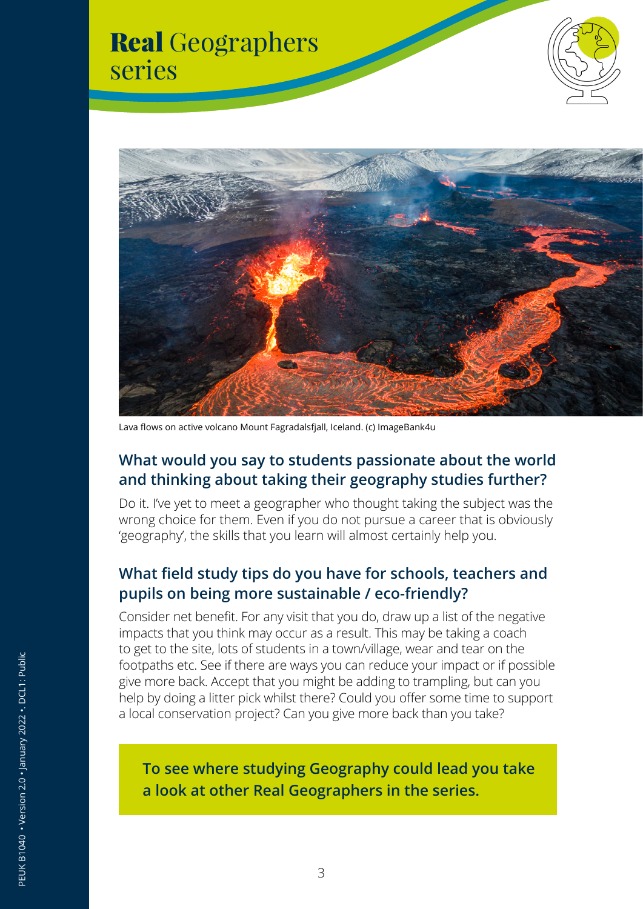Lava flows on active volcano Mount Fagradalsfjall, Iceland. (c) ImageBank4u

## What would you say to students passionate about the world and thinking about taking their geography studies further?

Do it. I've yet to meet a geographer who thought taking the subject was the wrong choice for them. Even if you do not pursue a career that is obviously 'geography', the skills that you learn will almost certainly help you.

## What field study tips do you have for schools, teachers and pupils on being more sustainable / eco-friendly?

Consider net benefit. For any visit that you do, draw up a list of the negative impacts that you think may occur as a result. This may be taking a coach to get to the site, lots of students in a town/village, wear and tear on the footpaths etc. See if there are ways you can reduce your impact or if possible give more back. Accept that you might be adding to trampling, but can you help by doing a litter pick whilst there? Could you offer some time to support a local conservation project? Can you give more back than you take?

**To see where studying Geography could lead you take a look at other Real Geographers in the series.**